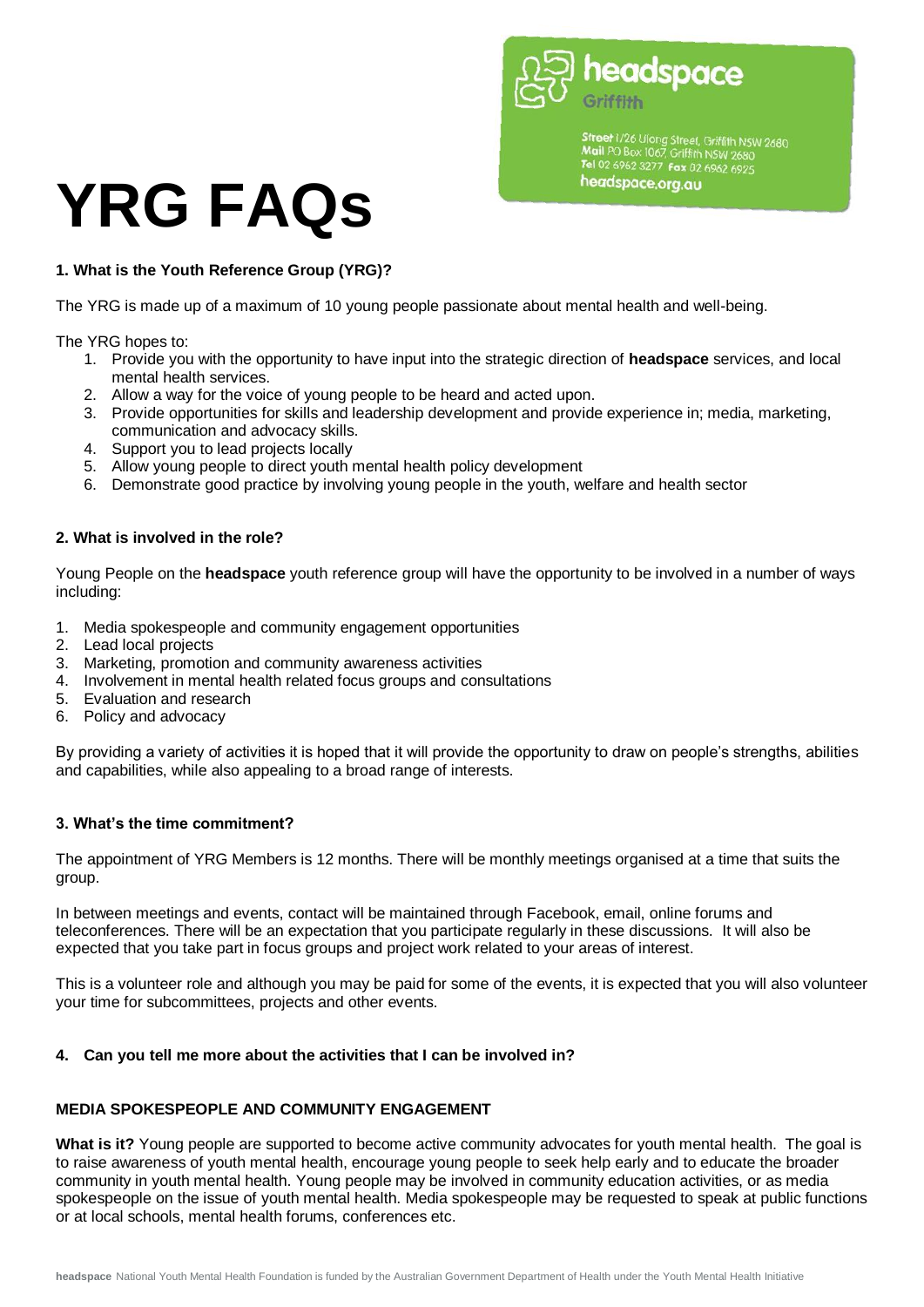headspace
Griffith

**Street** 1/26 Ulong Street, Griffith NSW 2680
**Mail** PO Box 1067, Griffith NSW 2680
**Tel** 02 6962 3277 **Fax** 02 6962 6925
headspace.org.au

# YRG FAQs

**1. What is the Youth Reference Group (YRG)?**

The YRG is made up of a maximum of 10 young people passionate about mental health and well-being.

The YRG hopes to:

1. Provide you with the opportunity to have input into the strategic direction of **headspace** services, and local mental health services.
2. Allow a way for the voice of young people to be heard and acted upon.
3. Provide opportunities for skills and leadership development and provide experience in; media, marketing, communication and advocacy skills.
4. Support you to lead projects locally
5. Allow young people to direct youth mental health policy development
6. Demonstrate good practice by involving young people in the youth, welfare and health sector

**2. What is involved in the role?**

Young People on the **headspace** youth reference group will have the opportunity to be involved in a number of ways including:

1. Media spokespeople and community engagement opportunities
2. Lead local projects
3. Marketing, promotion and community awareness activities
4. Involvement in mental health related focus groups and consultations
5. Evaluation and research
6. Policy and advocacy

By providing a variety of activities it is hoped that it will provide the opportunity to draw on people's strengths, abilities and capabilities, while also appealing to a broad range of interests.

**3. What's the time commitment?**

The appointment of YRG Members is 12 months. There will be monthly meetings organised at a time that suits the group.

In between meetings and events, contact will be maintained through Facebook, email, online forums and teleconferences. There will be an expectation that you participate regularly in these discussions. It will also be expected that you take part in focus groups and project work related to your areas of interest.

This is a volunteer role and although you may be paid for some of the events, it is expected that you will also volunteer your time for subcommittees, projects and other events.

**4. Can you tell me more about the activities that I can be involved in?**

**MEDIA SPOKESPEOPLE AND COMMUNITY ENGAGEMENT**

**What is it?** Young people are supported to become active community advocates for youth mental health. The goal is to raise awareness of youth mental health, encourage young people to seek help early and to educate the broader community in youth mental health. Young people may be involved in community education activities, or as media spokespeople on the issue of youth mental health. Media spokespeople may be requested to speak at public functions or at local schools, mental health forums, conferences etc.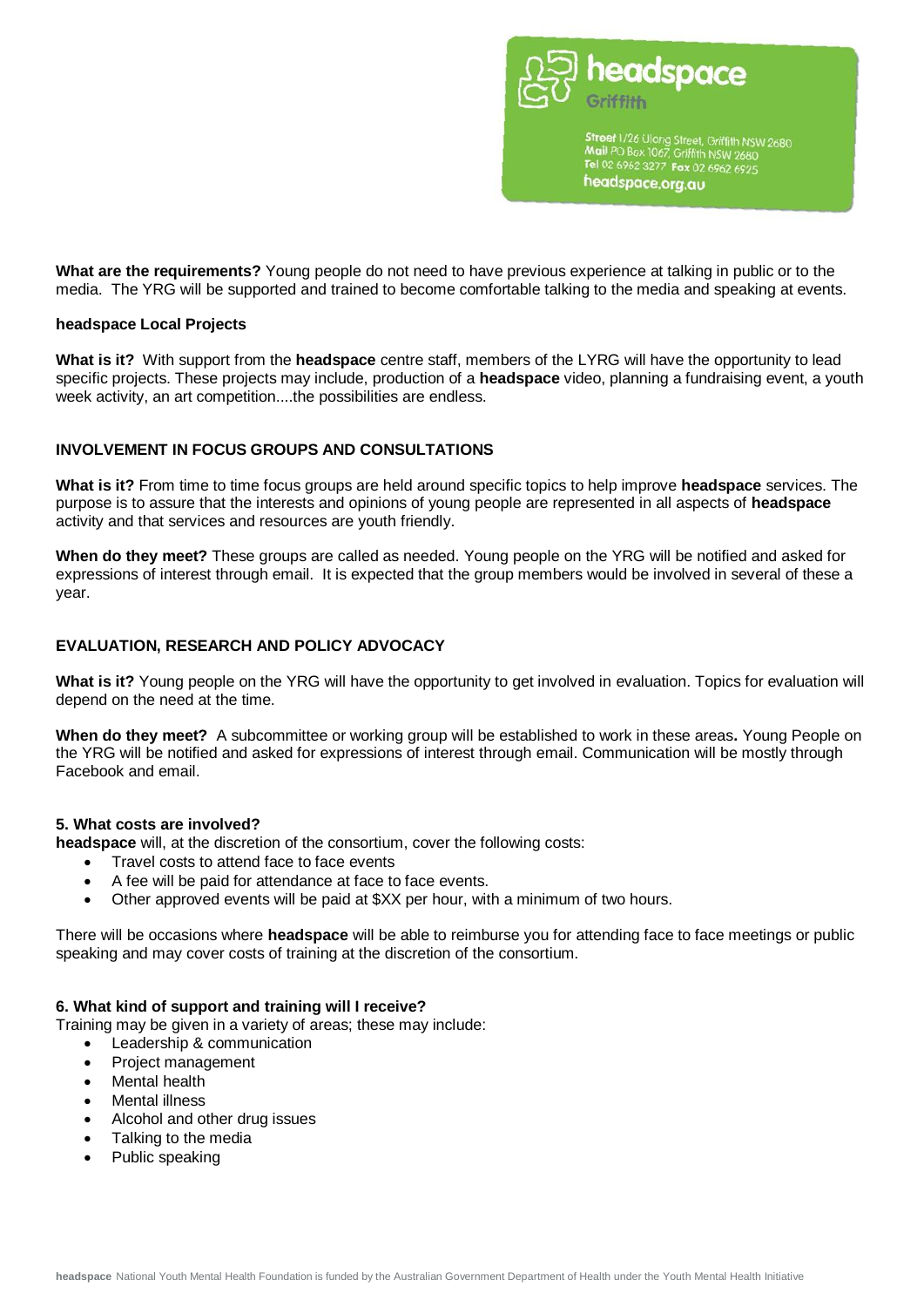**What are the requirements?** Young people do not need to have previous experience at talking in public or to the media. The YRG will be supported and trained to become comfortable talking to the media and speaking at events.

**headspace Local Projects**

**What is it?** With support from the **headspace** centre staff, members of the LYRG will have the opportunity to lead specific projects. These projects may include, production of a **headspace** video, planning a fundraising event, a youth week activity, an art competition....the possibilities are endless.

**INVOLVEMENT IN FOCUS GROUPS AND CONSULTATIONS**

**What is it?** From time to time focus groups are held around specific topics to help improve **headspace** services. The purpose is to assure that the interests and opinions of young people are represented in all aspects of **headspace** activity and that services and resources are youth friendly.

**When do they meet?** These groups are called as needed. Young people on the YRG will be notified and asked for expressions of interest through email. It is expected that the group members would be involved in several of these a year.

**EVALUATION, RESEARCH AND POLICY ADVOCACY**

**What is it?** Young people on the YRG will have the opportunity to get involved in evaluation. Topics for evaluation will depend on the need at the time.

**When do they meet?** A subcommittee or working group will be established to work in these areas**.** Young People on the YRG will be notified and asked for expressions of interest through email. Communication will be mostly through Facebook and email.

**5. What costs are involved?**

**headspace** will, at the discretion of the consortium, cover the following costs:

- Travel costs to attend face to face events
- A fee will be paid for attendance at face to face events.
- Other approved events will be paid at $XX per hour, with a minimum of two hours.

There will be occasions where **headspace** will be able to reimburse you for attending face to face meetings or public speaking and may cover costs of training at the discretion of the consortium.

**6. What kind of support and training will I receive?**

Training may be given in a variety of areas; these may include:

- Leadership & communication
- Project management
- Mental health
- Mental illness
- Alcohol and other drug issues
- Talking to the media
- Public speaking